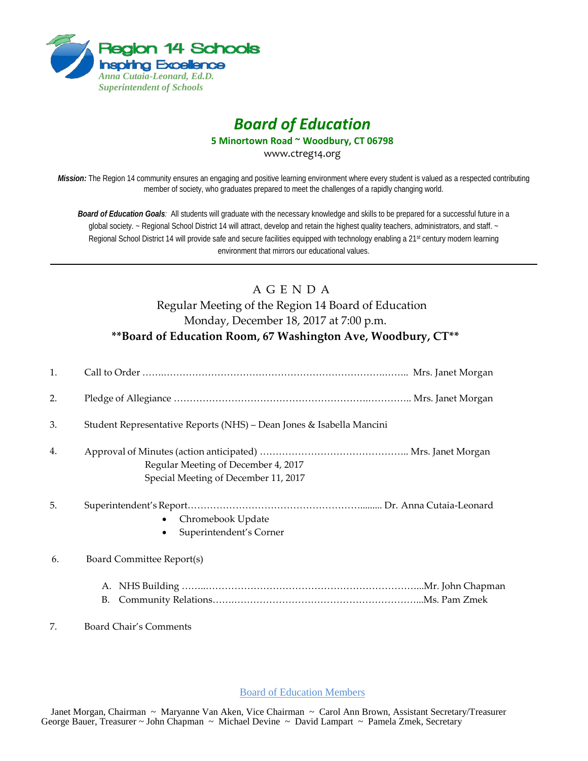Region 14 Schools
Inspiring Excellence
*Anna Cutaia-Leonard, Ed.D.*
*Superintendent of Schools*

# *Board of Education*

**5 Minortown Road ~ Woodbury, CT 06798**

www.ctreg14.org

***Mission:*** The Region 14 community ensures an engaging and positive learning environment where every student is valued as a respected contributing member of society, who graduates prepared to meet the challenges of a rapidly changing world.

***Board of Education Goals****:* All students will graduate with the necessary knowledge and skills to be prepared for a successful future in a global society. ~ Regional School District 14 will attract, develop and retain the highest quality teachers, administrators, and staff. ~ Regional School District 14 will provide safe and secure facilities equipped with technology enabling a 21st century modern learning environment that mirrors our educational values.

---

## A G E N D A

Regular Meeting of the Region 14 Board of Education
Monday, December 18, 2017 at 7:00 p.m.
**\*\*Board of Education Room, 67 Washington Ave, Woodbury, CT\*\***

1. Call to Order …………………………………………………………………… Mrs. Janet Morgan

2. Pledge of Allegiance ………………………………………………………… Mrs. Janet Morgan

3. Student Representative Reports (NHS) – Dean Jones & Isabella Mancini

4. Approval of Minutes (action anticipated) ……………………………………… Mrs. Janet Morgan
   Regular Meeting of December 4, 2017
   Special Meeting of December 11, 2017

5. Superintendent's Report………………………………………………… Dr. Anna Cutaia-Leonard
   - Chromebook Update
   - Superintendent's Corner

6. Board Committee Report(s)

   A. NHS Building ……………………………………………………………Mr. John Chapman
   B. Community Relations………………………………………………………Ms. Pam Zmek

7. Board Chair's Comments

Board of Education Members

Janet Morgan, Chairman ~ Maryanne Van Aken, Vice Chairman ~ Carol Ann Brown, Assistant Secretary/Treasurer
George Bauer, Treasurer ~ John Chapman ~ Michael Devine ~ David Lampart ~ Pamela Zmek, Secretary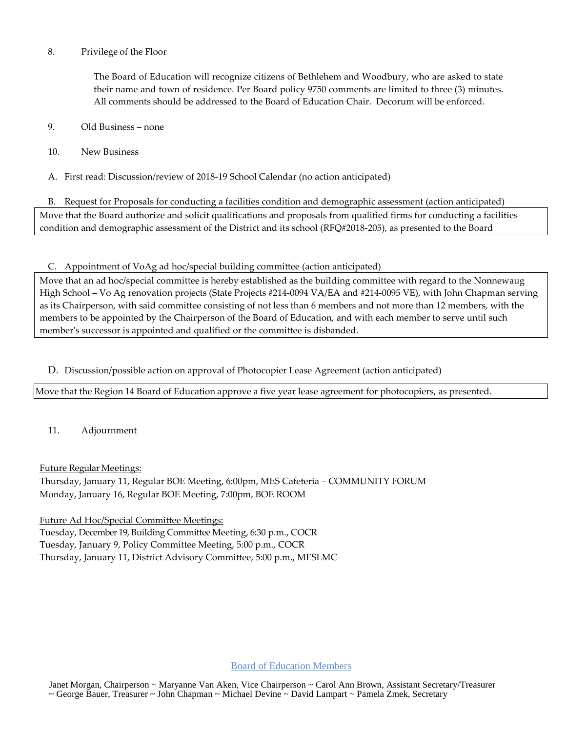8. Privilege of the Floor

The Board of Education will recognize citizens of Bethlehem and Woodbury, who are asked to state their name and town of residence. Per Board policy 9750 comments are limited to three (3) minutes. All comments should be addressed to the Board of Education Chair. Decorum will be enforced.

9. Old Business – none

10. New Business

A. First read: Discussion/review of 2018-19 School Calendar (no action anticipated)

B. Request for Proposals for conducting a facilities condition and demographic assessment (action anticipated)

> Move that the Board authorize and solicit qualifications and proposals from qualified firms for conducting a facilities condition and demographic assessment of the District and its school (RFQ#2018-205), as presented to the Board

C. Appointment of VoAg ad hoc/special building committee (action anticipated)

> Move that an ad hoc/special committee is hereby established as the building committee with regard to the Nonnewaug High School – Vo Ag renovation projects (State Projects #214-0094 VA/EA and #214-0095 VE), with John Chapman serving as its Chairperson, with said committee consisting of not less than 6 members and not more than 12 members, with the members to be appointed by the Chairperson of the Board of Education, and with each member to serve until such member's successor is appointed and qualified or the committee is disbanded.

D. Discussion/possible action on approval of Photocopier Lease Agreement (action anticipated)

> <u>Move</u> that the Region 14 Board of Education approve a five year lease agreement for photocopiers, as presented.

11. Adjournment

<u>Future Regular Meetings:</u>
Thursday, January 11, Regular BOE Meeting, 6:00pm, MES Cafeteria – COMMUNITY FORUM
Monday, January 16, Regular BOE Meeting, 7:00pm, BOE ROOM

<u>Future Ad Hoc/Special Committee Meetings:</u>
Tuesday, December 19, Building Committee Meeting, 6:30 p.m., COCR
Tuesday, January 9, Policy Committee Meeting, 5:00 p.m., COCR
Thursday, January 11, District Advisory Committee, 5:00 p.m., MESLMC

Board of Education Members

Janet Morgan, Chairperson ~ Maryanne Van Aken, Vice Chairperson ~ Carol Ann Brown, Assistant Secretary/Treasurer ~ George Bauer, Treasurer ~ John Chapman ~ Michael Devine ~ David Lampart ~ Pamela Zmek, Secretary